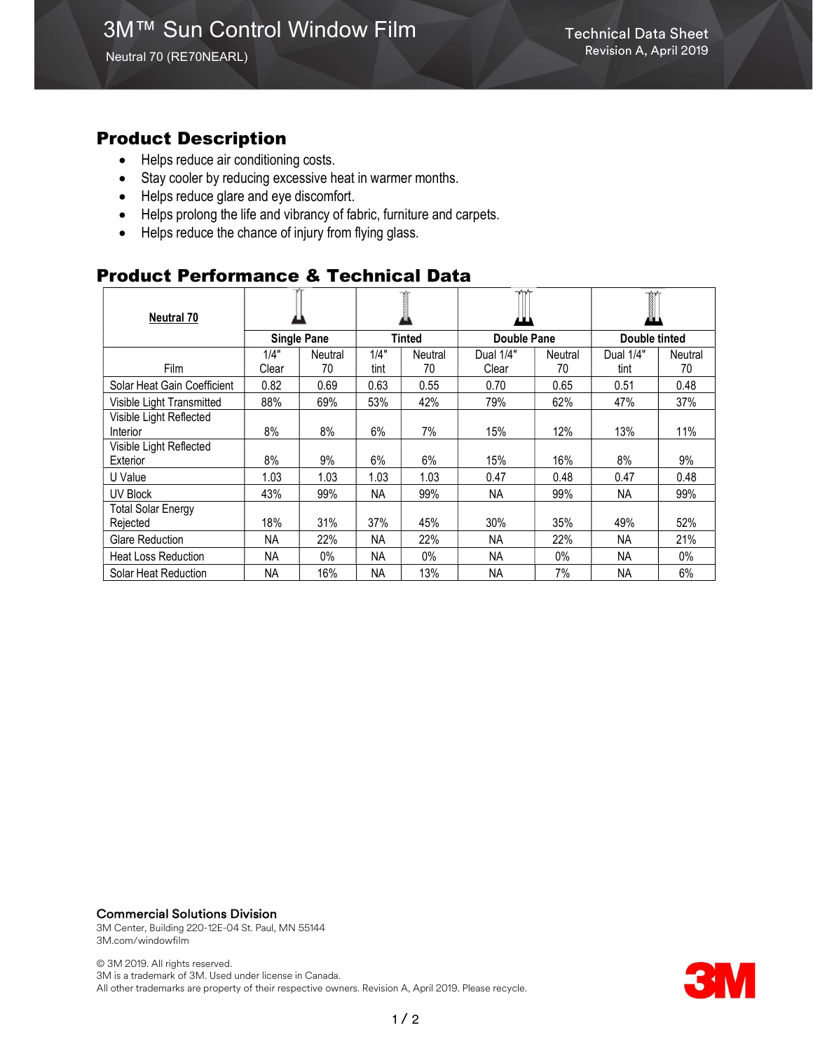# 3M™ Sun Control Window Film

Neutral 70 (RE70NEARL)

Technical Data Sheet
Revision A, April 2019

## Product Description

- Helps reduce air conditioning costs.
- Stay cooler by reducing excessive heat in warmer months.
- Helps reduce glare and eye discomfort.
- Helps prolong the life and vibrancy of fabric, furniture and carpets.
- Helps reduce the chance of injury from flying glass.

## Product Performance & Technical Data

| Neutral 70 | Single Pane | | Tinted | | Double Pane | | Double tinted | |
|---|---|---|---|---|---|---|---|---|
| Film | 1/4" Clear | Neutral 70 | 1/4" tint | Neutral 70 | Dual 1/4" Clear | Neutral 70 | Dual 1/4" tint | Neutral 70 |
| Solar Heat Gain Coefficient | 0.82 | 0.69 | 0.63 | 0.55 | 0.70 | 0.65 | 0.51 | 0.48 |
| Visible Light Transmitted | 88% | 69% | 53% | 42% | 79% | 62% | 47% | 37% |
| Visible Light Reflected Interior | 8% | 8% | 6% | 7% | 15% | 12% | 13% | 11% |
| Visible Light Reflected Exterior | 8% | 9% | 6% | 6% | 15% | 16% | 8% | 9% |
| U Value | 1.03 | 1.03 | 1.03 | 1.03 | 0.47 | 0.48 | 0.47 | 0.48 |
| UV Block | 43% | 99% | NA | 99% | NA | 99% | NA | 99% |
| Total Solar Energy Rejected | 18% | 31% | 37% | 45% | 30% | 35% | 49% | 52% |
| Glare Reduction | NA | 22% | NA | 22% | NA | 22% | NA | 21% |
| Heat Loss Reduction | NA | 0% | NA | 0% | NA | 0% | NA | 0% |
| Solar Heat Reduction | NA | 16% | NA | 13% | NA | 7% | NA | 6% |

**Commercial Solutions Division**
3M Center, Building 220-12E-04 St. Paul, MN 55144
3M.com/windowfilm

© 3M 2019. All rights reserved.
3M is a trademark of 3M. Used under license in Canada.
All other trademarks are property of their respective owners. Revision A, April 2019. Please recycle.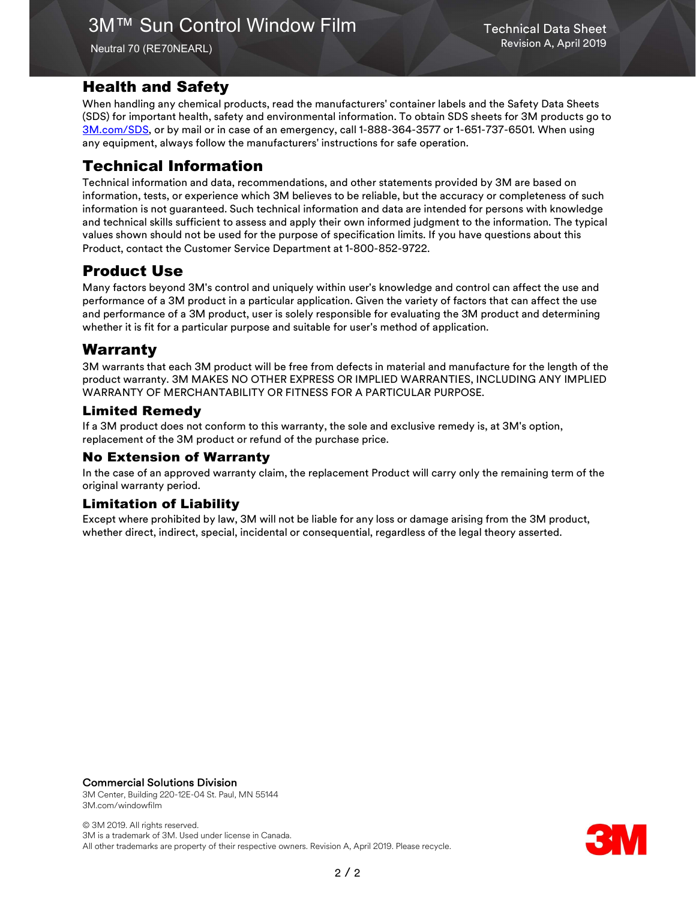## Health and Safety

When handling any chemical products, read the manufacturers' container labels and the Safety Data Sheets (SDS) for important health, safety and environmental information. To obtain SDS sheets for 3M products go to 3M.com/SDS, or by mail or in case of an emergency, call 1-888-364-3577 or 1-651-737-6501. When using any equipment, always follow the manufacturers' instructions for safe operation.

## Technical Information

Technical information and data, recommendations, and other statements provided by 3M are based on information, tests, or experience which 3M believes to be reliable, but the accuracy or completeness of such information is not guaranteed. Such technical information and data are intended for persons with knowledge and technical skills sufficient to assess and apply their own informed judgment to the information. The typical values shown should not be used for the purpose of specification limits. If you have questions about this Product, contact the Customer Service Department at 1-800-852-9722.

## Product Use

Many factors beyond 3M's control and uniquely within user's knowledge and control can affect the use and performance of a 3M product in a particular application. Given the variety of factors that can affect the use and performance of a 3M product, user is solely responsible for evaluating the 3M product and determining whether it is fit for a particular purpose and suitable for user's method of application.

## Warranty

3M warrants that each 3M product will be free from defects in material and manufacture for the length of the product warranty. 3M MAKES NO OTHER EXPRESS OR IMPLIED WARRANTIES, INCLUDING ANY IMPLIED WARRANTY OF MERCHANTABILITY OR FITNESS FOR A PARTICULAR PURPOSE.

### Limited Remedy

If a 3M product does not conform to this warranty, the sole and exclusive remedy is, at 3M's option, replacement of the 3M product or refund of the purchase price.

### No Extension of Warranty

In the case of an approved warranty claim, the replacement Product will carry only the remaining term of the original warranty period.

### Limitation of Liability

Except where prohibited by law, 3M will not be liable for any loss or damage arising from the 3M product, whether direct, indirect, special, incidental or consequential, regardless of the legal theory asserted.

**Commercial Solutions Division**
3M Center, Building 220-12E-04 St. Paul, MN 55144
3M.com/windowfilm

© 3M 2019. All rights reserved.
3M is a trademark of 3M. Used under license in Canada.
All other trademarks are property of their respective owners. Revision A, April 2019. Please recycle.